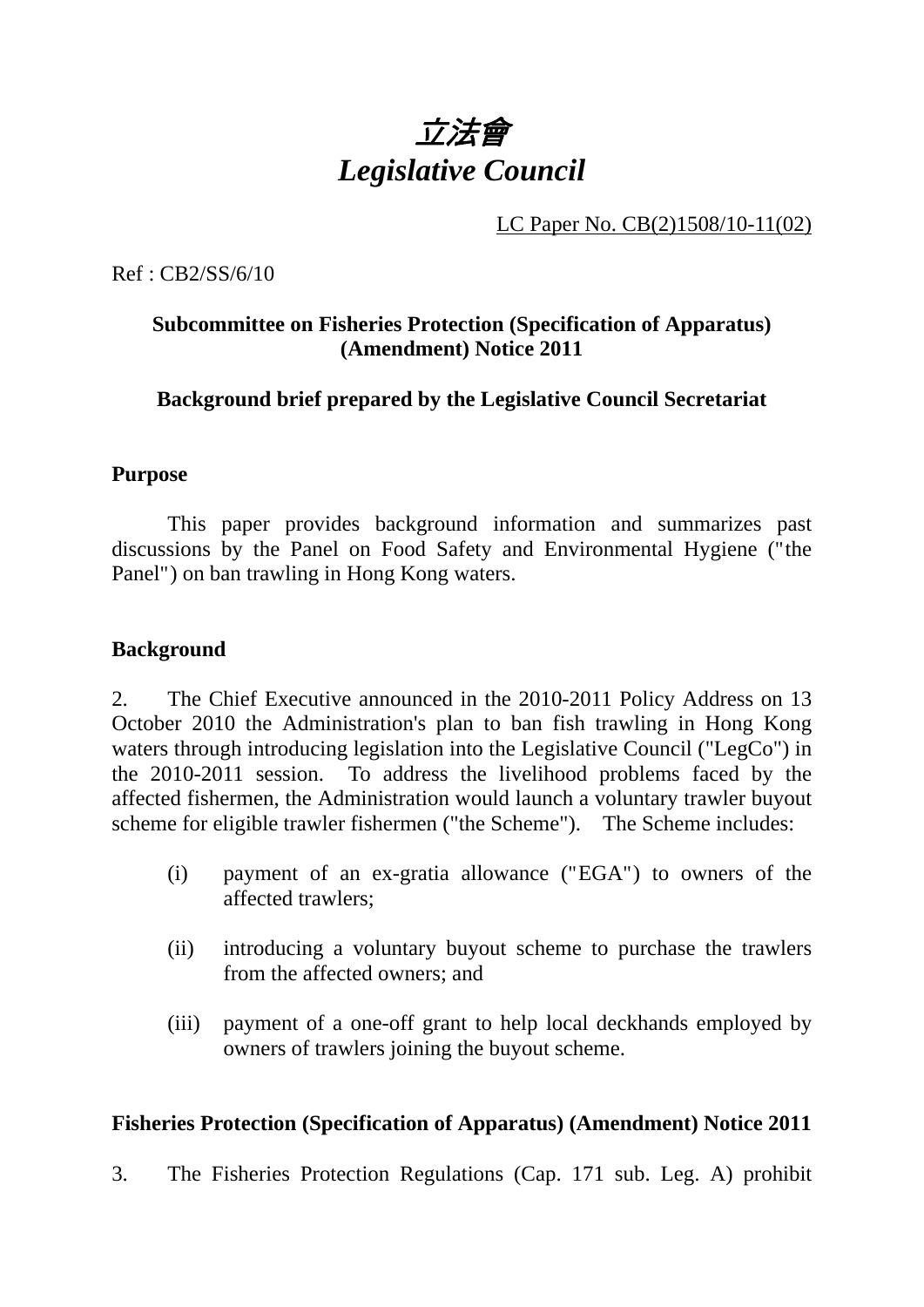# *立法會*
# *Legislative Council*

LC Paper No. CB(2)1508/10-11(02)

Ref : CB2/SS/6/10

**Subcommittee on Fisheries Protection (Specification of Apparatus) (Amendment) Notice 2011**

**Background brief prepared by the Legislative Council Secretariat**

## Purpose

This paper provides background information and summarizes past discussions by the Panel on Food Safety and Environmental Hygiene ("the Panel") on ban trawling in Hong Kong waters.

## Background

2. The Chief Executive announced in the 2010-2011 Policy Address on 13 October 2010 the Administration's plan to ban fish trawling in Hong Kong waters through introducing legislation into the Legislative Council ("LegCo") in the 2010-2011 session. To address the livelihood problems faced by the affected fishermen, the Administration would launch a voluntary trawler buyout scheme for eligible trawler fishermen ("the Scheme"). The Scheme includes:

(i) payment of an ex-gratia allowance ("EGA") to owners of the affected trawlers;

(ii) introducing a voluntary buyout scheme to purchase the trawlers from the affected owners; and

(iii) payment of a one-off grant to help local deckhands employed by owners of trawlers joining the buyout scheme.

## Fisheries Protection (Specification of Apparatus) (Amendment) Notice 2011

3. The Fisheries Protection Regulations (Cap. 171 sub. Leg. A) prohibit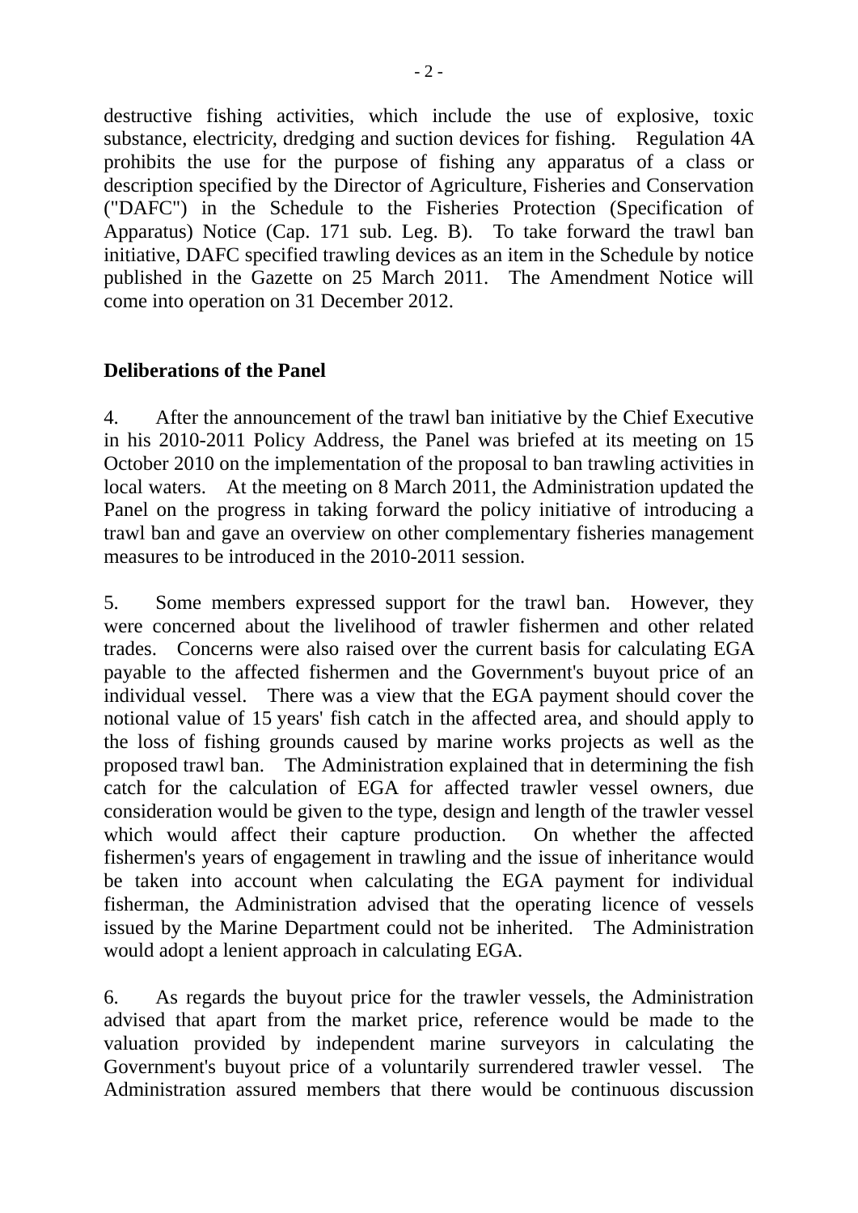destructive fishing activities, which include the use of explosive, toxic substance, electricity, dredging and suction devices for fishing. Regulation 4A prohibits the use for the purpose of fishing any apparatus of a class or description specified by the Director of Agriculture, Fisheries and Conservation ("DAFC") in the Schedule to the Fisheries Protection (Specification of Apparatus) Notice (Cap. 171 sub. Leg. B). To take forward the trawl ban initiative, DAFC specified trawling devices as an item in the Schedule by notice published in the Gazette on 25 March 2011. The Amendment Notice will come into operation on 31 December 2012.

**Deliberations of the Panel**

4. After the announcement of the trawl ban initiative by the Chief Executive in his 2010-2011 Policy Address, the Panel was briefed at its meeting on 15 October 2010 on the implementation of the proposal to ban trawling activities in local waters. At the meeting on 8 March 2011, the Administration updated the Panel on the progress in taking forward the policy initiative of introducing a trawl ban and gave an overview on other complementary fisheries management measures to be introduced in the 2010-2011 session.

5. Some members expressed support for the trawl ban. However, they were concerned about the livelihood of trawler fishermen and other related trades. Concerns were also raised over the current basis for calculating EGA payable to the affected fishermen and the Government's buyout price of an individual vessel. There was a view that the EGA payment should cover the notional value of 15 years' fish catch in the affected area, and should apply to the loss of fishing grounds caused by marine works projects as well as the proposed trawl ban. The Administration explained that in determining the fish catch for the calculation of EGA for affected trawler vessel owners, due consideration would be given to the type, design and length of the trawler vessel which would affect their capture production. On whether the affected fishermen's years of engagement in trawling and the issue of inheritance would be taken into account when calculating the EGA payment for individual fisherman, the Administration advised that the operating licence of vessels issued by the Marine Department could not be inherited. The Administration would adopt a lenient approach in calculating EGA.

6. As regards the buyout price for the trawler vessels, the Administration advised that apart from the market price, reference would be made to the valuation provided by independent marine surveyors in calculating the Government's buyout price of a voluntarily surrendered trawler vessel. The Administration assured members that there would be continuous discussion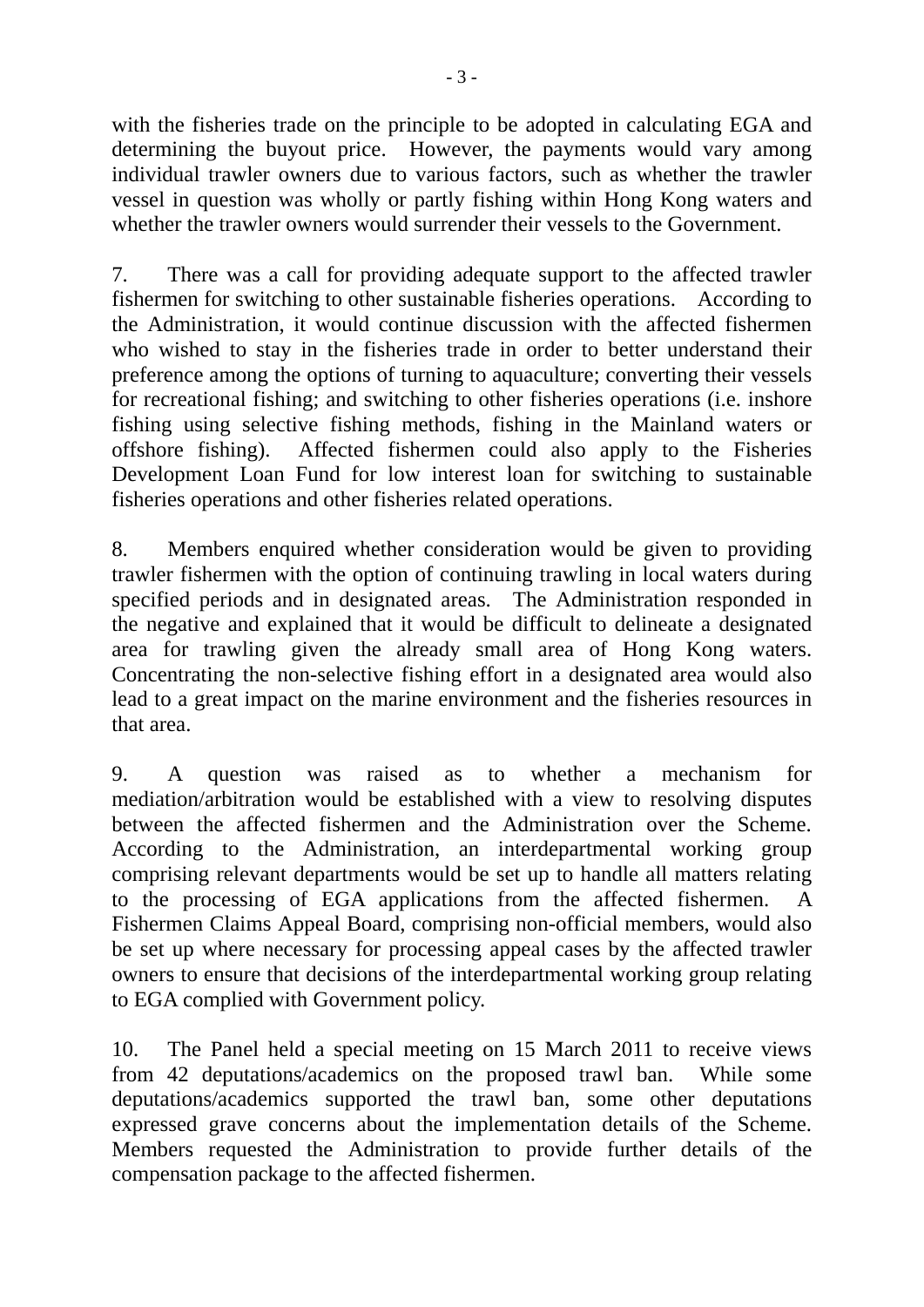with the fisheries trade on the principle to be adopted in calculating EGA and determining the buyout price. However, the payments would vary among individual trawler owners due to various factors, such as whether the trawler vessel in question was wholly or partly fishing within Hong Kong waters and whether the trawler owners would surrender their vessels to the Government.

7. There was a call for providing adequate support to the affected trawler fishermen for switching to other sustainable fisheries operations. According to the Administration, it would continue discussion with the affected fishermen who wished to stay in the fisheries trade in order to better understand their preference among the options of turning to aquaculture; converting their vessels for recreational fishing; and switching to other fisheries operations (i.e. inshore fishing using selective fishing methods, fishing in the Mainland waters or offshore fishing). Affected fishermen could also apply to the Fisheries Development Loan Fund for low interest loan for switching to sustainable fisheries operations and other fisheries related operations.

8. Members enquired whether consideration would be given to providing trawler fishermen with the option of continuing trawling in local waters during specified periods and in designated areas. The Administration responded in the negative and explained that it would be difficult to delineate a designated area for trawling given the already small area of Hong Kong waters. Concentrating the non-selective fishing effort in a designated area would also lead to a great impact on the marine environment and the fisheries resources in that area.

9. A question was raised as to whether a mechanism for mediation/arbitration would be established with a view to resolving disputes between the affected fishermen and the Administration over the Scheme. According to the Administration, an interdepartmental working group comprising relevant departments would be set up to handle all matters relating to the processing of EGA applications from the affected fishermen. A Fishermen Claims Appeal Board, comprising non-official members, would also be set up where necessary for processing appeal cases by the affected trawler owners to ensure that decisions of the interdepartmental working group relating to EGA complied with Government policy.

10. The Panel held a special meeting on 15 March 2011 to receive views from 42 deputations/academics on the proposed trawl ban. While some deputations/academics supported the trawl ban, some other deputations expressed grave concerns about the implementation details of the Scheme. Members requested the Administration to provide further details of the compensation package to the affected fishermen.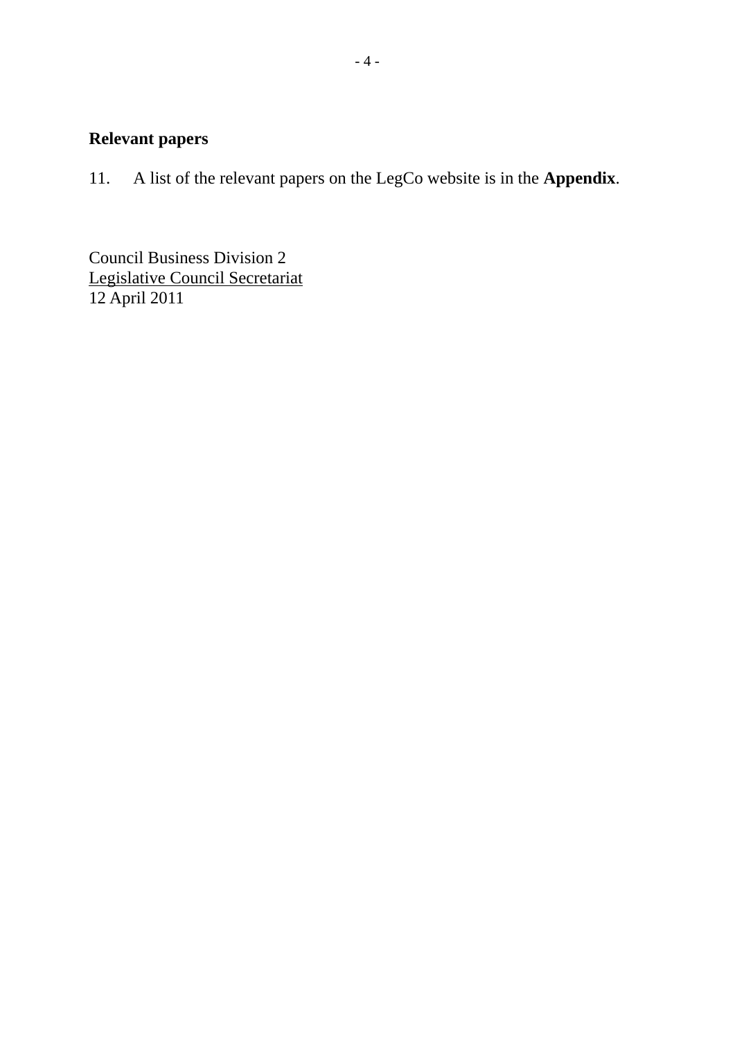## Relevant papers

11. A list of the relevant papers on the LegCo website is in the **Appendix**.

Council Business Division 2
Legislative Council Secretariat
12 April 2011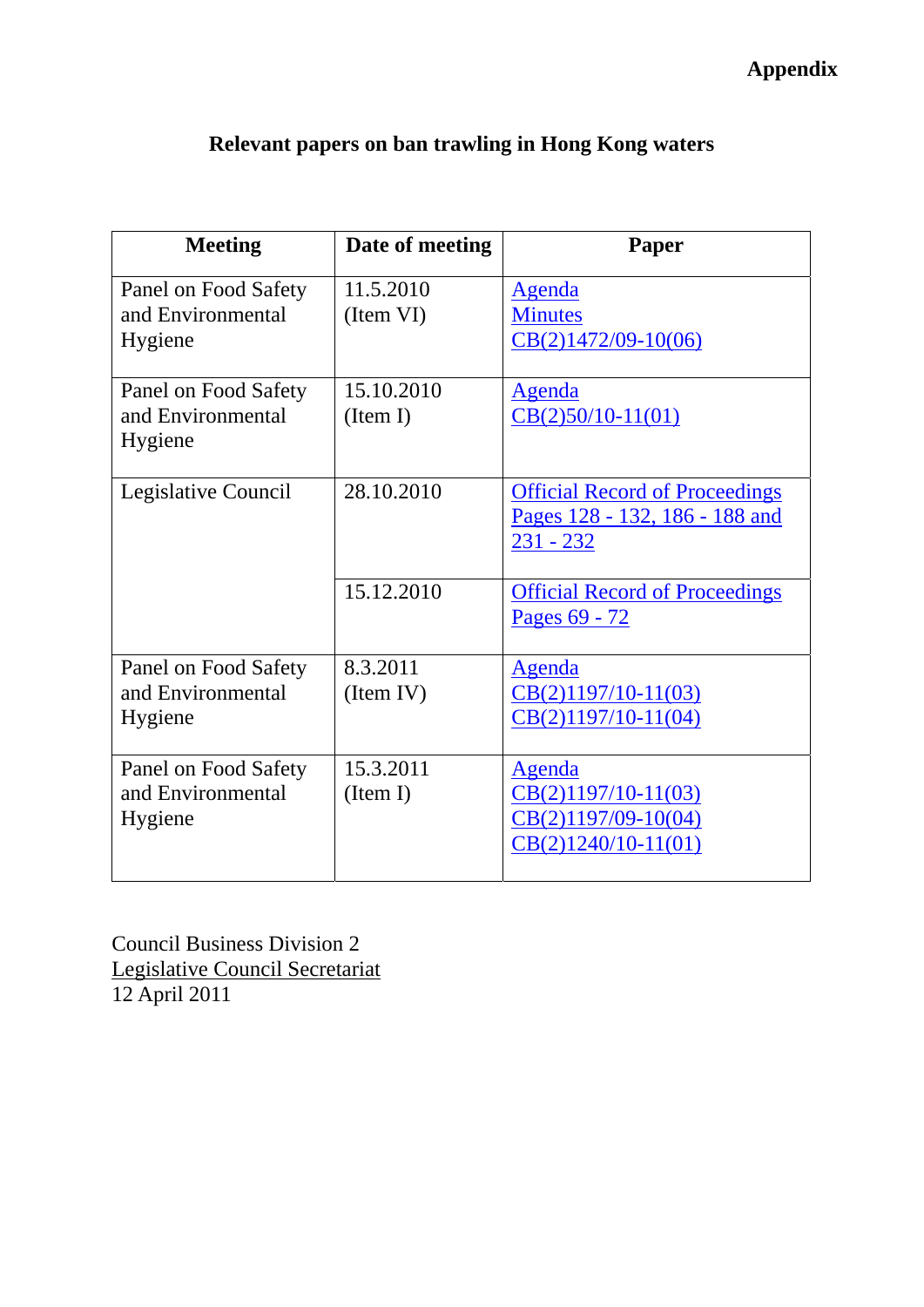**Appendix**

# Relevant papers on ban trawling in Hong Kong waters

| Meeting | Date of meeting | Paper |
|---|---|---|
| Panel on Food Safety and Environmental Hygiene | 11.5.2010 (Item VI) | Agenda<br>Minutes<br>CB(2)1472/09-10(06) |
| Panel on Food Safety and Environmental Hygiene | 15.10.2010 (Item I) | Agenda<br>CB(2)50/10-11(01) |
| Legislative Council | 28.10.2010 | Official Record of Proceedings<br>Pages 128 - 132, 186 - 188 and 231 - 232 |
| | 15.12.2010 | Official Record of Proceedings<br>Pages 69 - 72 |
| Panel on Food Safety and Environmental Hygiene | 8.3.2011 (Item IV) | Agenda<br>CB(2)1197/10-11(03)<br>CB(2)1197/10-11(04) |
| Panel on Food Safety and Environmental Hygiene | 15.3.2011 (Item I) | Agenda<br>CB(2)1197/10-11(03)<br>CB(2)1197/09-10(04)<br>CB(2)1240/10-11(01) |

Council Business Division 2
Legislative Council Secretariat
12 April 2011